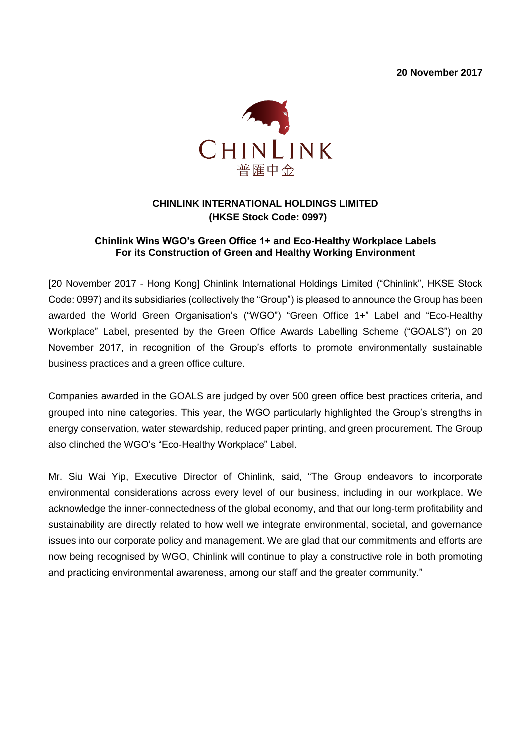**20 November 2017**

CHINLINK
普匯中金

# CHINLINK INTERNATIONAL HOLDINGS LIMITED
**(HKSE Stock Code: 0997)**

## Chinlink Wins WGO's Green Office 1+ and Eco-Healthy Workplace Labels For its Construction of Green and Healthy Working Environment

[20 November 2017 - Hong Kong] Chinlink International Holdings Limited ("Chinlink", HKSE Stock Code: 0997) and its subsidiaries (collectively the "Group") is pleased to announce the Group has been awarded the World Green Organisation's ("WGO") "Green Office 1+" Label and "Eco-Healthy Workplace" Label, presented by the Green Office Awards Labelling Scheme ("GOALS") on 20 November 2017, in recognition of the Group's efforts to promote environmentally sustainable business practices and a green office culture.

Companies awarded in the GOALS are judged by over 500 green office best practices criteria, and grouped into nine categories. This year, the WGO particularly highlighted the Group's strengths in energy conservation, water stewardship, reduced paper printing, and green procurement. The Group also clinched the WGO's "Eco-Healthy Workplace" Label.

Mr. Siu Wai Yip, Executive Director of Chinlink, said, "The Group endeavors to incorporate environmental considerations across every level of our business, including in our workplace. We acknowledge the inner-connectedness of the global economy, and that our long-term profitability and sustainability are directly related to how well we integrate environmental, societal, and governance issues into our corporate policy and management. We are glad that our commitments and efforts are now being recognised by WGO, Chinlink will continue to play a constructive role in both promoting and practicing environmental awareness, among our staff and the greater community."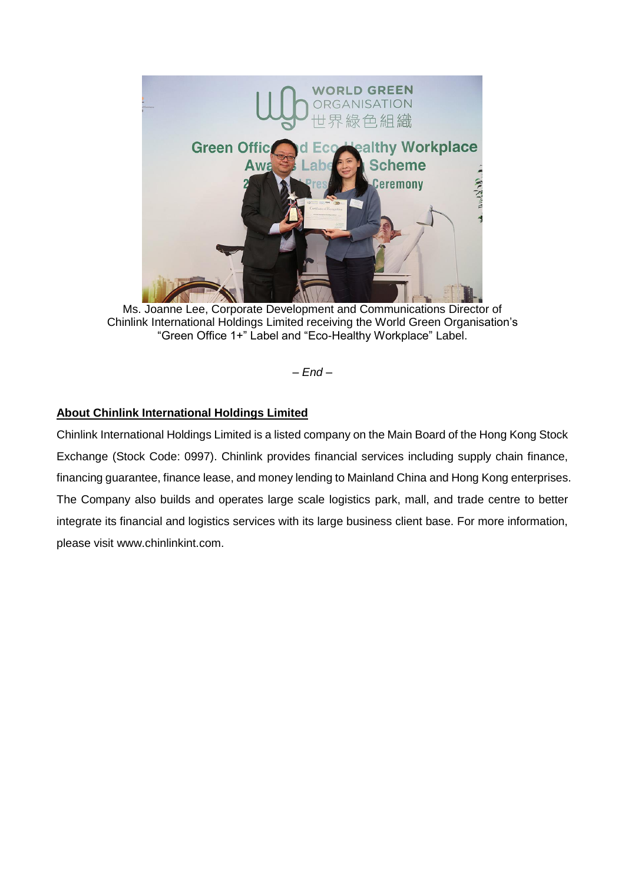Ms. Joanne Lee, Corporate Development and Communications Director of Chinlink International Holdings Limited receiving the World Green Organisation's "Green Office 1+" Label and "Eco-Healthy Workplace" Label.

*– End –*

**About Chinlink International Holdings Limited**

Chinlink International Holdings Limited is a listed company on the Main Board of the Hong Kong Stock Exchange (Stock Code: 0997). Chinlink provides financial services including supply chain finance, financing guarantee, finance lease, and money lending to Mainland China and Hong Kong enterprises. The Company also builds and operates large scale logistics park, mall, and trade centre to better integrate its financial and logistics services with its large business client base. For more information, please visit www.chinlinkint.com.